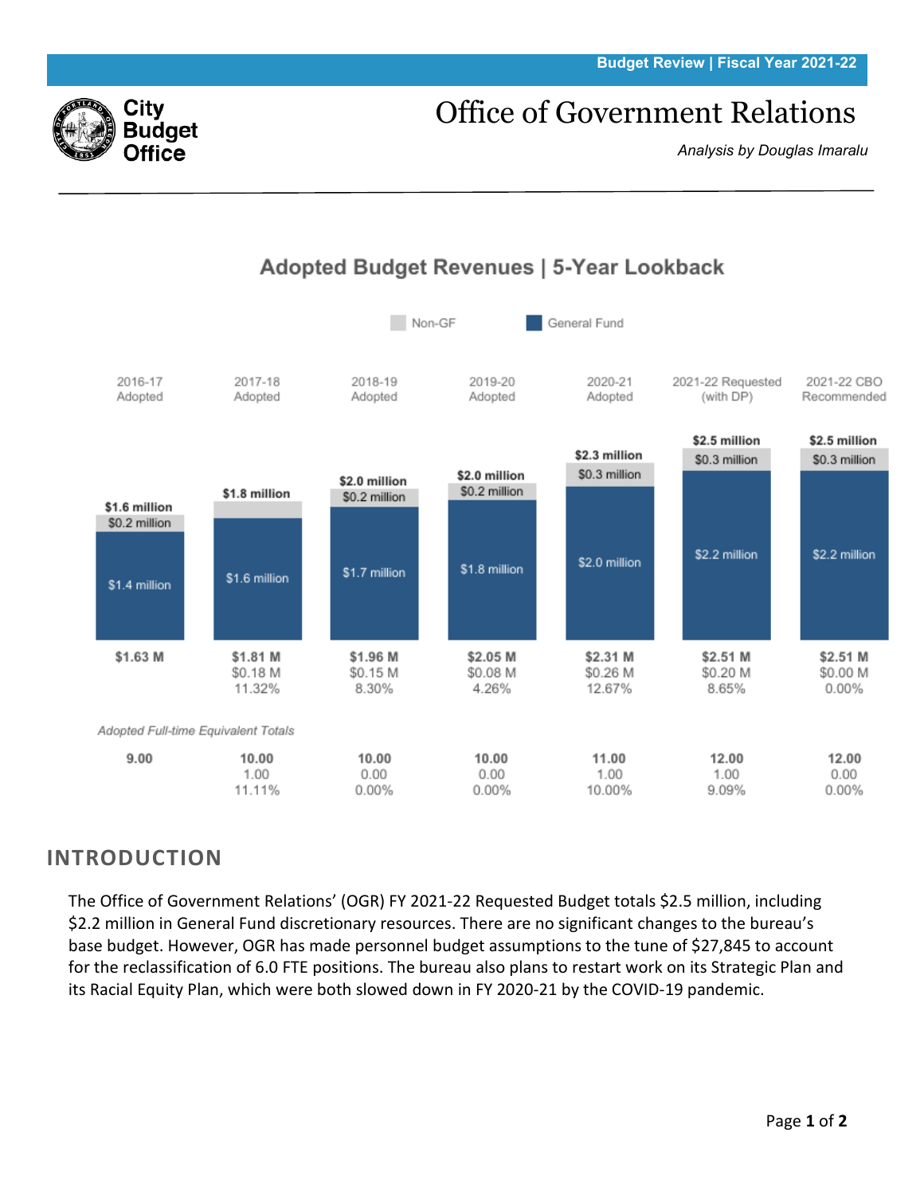Budget Review | Fiscal Year 2021-22

City Budget Office

# Office of Government Relations

*Analysis by Douglas Imaralu*

## Adopted Budget Revenues | 5-Year Lookback

| | 2016-17 Adopted | 2017-18 Adopted | 2018-19 Adopted | 2019-20 Adopted | 2020-21 Adopted | 2021-22 Requested (with DP) | 2021-22 CBO Recommended |
|---|---|---|---|---|---|---|---|
| Total | $1.6 million | $1.8 million | $2.0 million | $2.0 million | $2.3 million | $2.5 million | $2.5 million |
| Non-GF | $0.2 million | | $0.2 million | $0.2 million | $0.3 million | $0.3 million | $0.3 million |
| General Fund | $1.4 million | $1.6 million | $1.7 million | $1.8 million | $2.0 million | $2.2 million | $2.2 million |
| Total ($M) | $1.63 M | $1.81 M | $1.96 M | $2.05 M | $2.31 M | $2.51 M | $2.51 M |
| Change ($M) | | $0.18 M | $0.15 M | $0.08 M | $0.26 M | $0.20 M | $0.00 M |
| Change (%) | | 11.32% | 8.30% | 4.26% | 12.67% | 8.65% | 0.00% |

*Adopted Full-time Equivalent Totals*

| | 2016-17 Adopted | 2017-18 Adopted | 2018-19 Adopted | 2019-20 Adopted | 2020-21 Adopted | 2021-22 Requested (with DP) | 2021-22 CBO Recommended |
|---|---|---|---|---|---|---|---|
| FTE | 9.00 | 10.00 | 10.00 | 10.00 | 11.00 | 12.00 | 12.00 |
| Change | | 1.00 | 0.00 | 0.00 | 1.00 | 1.00 | 0.00 |
| Change (%) | | 11.11% | 0.00% | 0.00% | 10.00% | 9.09% | 0.00% |

## INTRODUCTION

The Office of Government Relations' (OGR) FY 2021-22 Requested Budget totals $2.5 million, including $2.2 million in General Fund discretionary resources. There are no significant changes to the bureau's base budget. However, OGR has made personnel budget assumptions to the tune of $27,845 to account for the reclassification of 6.0 FTE positions. The bureau also plans to restart work on its Strategic Plan and its Racial Equity Plan, which were both slowed down in FY 2020-21 by the COVID-19 pandemic.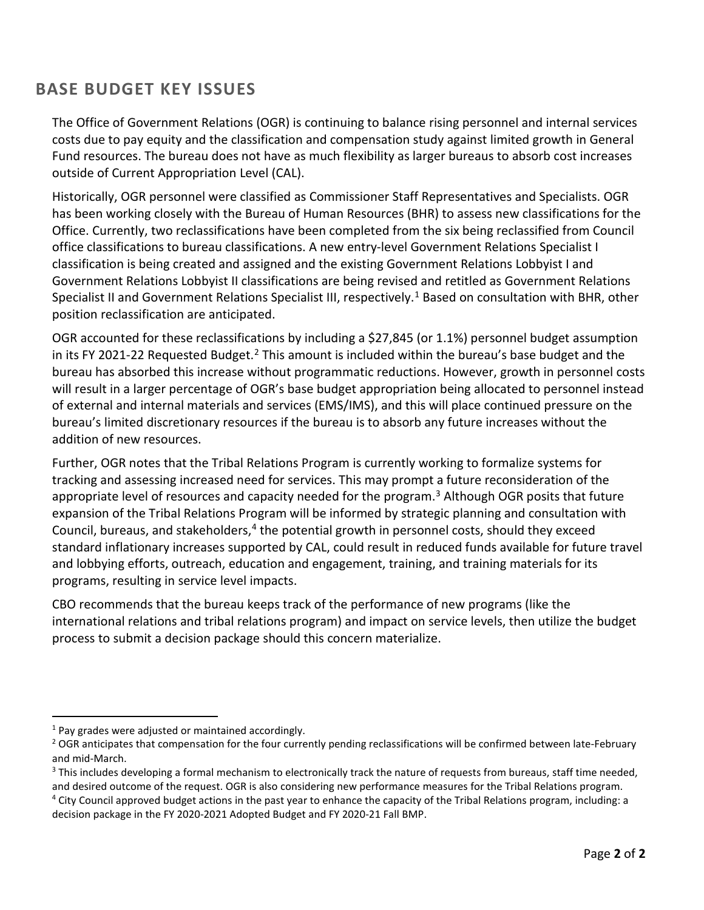## BASE BUDGET KEY ISSUES

The Office of Government Relations (OGR) is continuing to balance rising personnel and internal services costs due to pay equity and the classification and compensation study against limited growth in General Fund resources. The bureau does not have as much flexibility as larger bureaus to absorb cost increases outside of Current Appropriation Level (CAL).

Historically, OGR personnel were classified as Commissioner Staff Representatives and Specialists. OGR has been working closely with the Bureau of Human Resources (BHR) to assess new classifications for the Office. Currently, two reclassifications have been completed from the six being reclassified from Council office classifications to bureau classifications. A new entry-level Government Relations Specialist I classification is being created and assigned and the existing Government Relations Lobbyist I and Government Relations Lobbyist II classifications are being revised and retitled as Government Relations Specialist II and Government Relations Specialist III, respectively.[1] Based on consultation with BHR, other position reclassification are anticipated.

OGR accounted for these reclassifications by including a $27,845 (or 1.1%) personnel budget assumption in its FY 2021-22 Requested Budget.[2] This amount is included within the bureau's base budget and the bureau has absorbed this increase without programmatic reductions. However, growth in personnel costs will result in a larger percentage of OGR's base budget appropriation being allocated to personnel instead of external and internal materials and services (EMS/IMS), and this will place continued pressure on the bureau's limited discretionary resources if the bureau is to absorb any future increases without the addition of new resources.

Further, OGR notes that the Tribal Relations Program is currently working to formalize systems for tracking and assessing increased need for services. This may prompt a future reconsideration of the appropriate level of resources and capacity needed for the program.[3] Although OGR posits that future expansion of the Tribal Relations Program will be informed by strategic planning and consultation with Council, bureaus, and stakeholders,[4] the potential growth in personnel costs, should they exceed standard inflationary increases supported by CAL, could result in reduced funds available for future travel and lobbying efforts, outreach, education and engagement, training, and training materials for its programs, resulting in service level impacts.

CBO recommends that the bureau keeps track of the performance of new programs (like the international relations and tribal relations program) and impact on service levels, then utilize the budget process to submit a decision package should this concern materialize.

---

[1] Pay grades were adjusted or maintained accordingly.

[2] OGR anticipates that compensation for the four currently pending reclassifications will be confirmed between late-February and mid-March.

[3] This includes developing a formal mechanism to electronically track the nature of requests from bureaus, staff time needed, and desired outcome of the request. OGR is also considering new performance measures for the Tribal Relations program.

[4] City Council approved budget actions in the past year to enhance the capacity of the Tribal Relations program, including: a decision package in the FY 2020-2021 Adopted Budget and FY 2020-21 Fall BMP.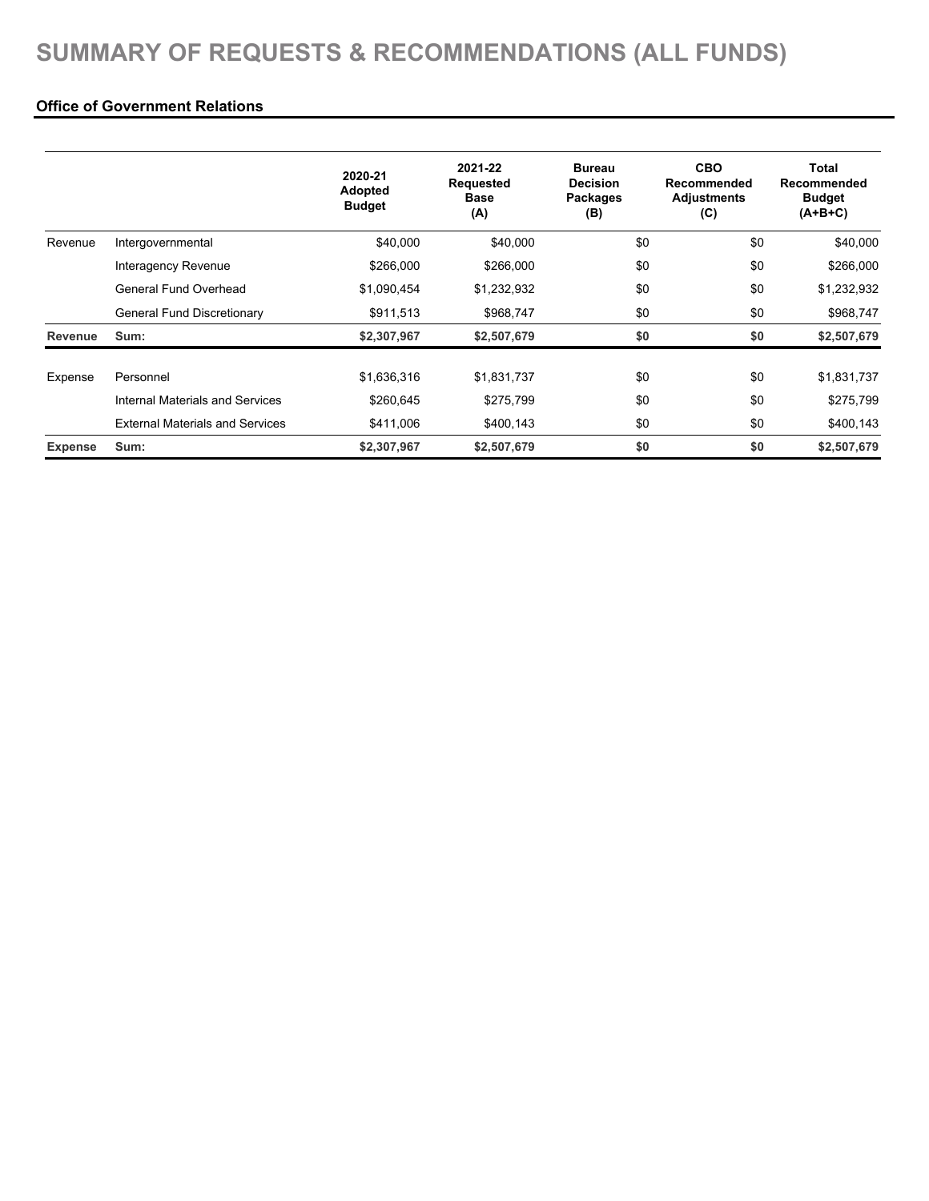# SUMMARY OF REQUESTS & RECOMMENDATIONS (ALL FUNDS)

**Office of Government Relations**

| | | 2020-21 Adopted Budget | 2021-22 Requested Base (A) | Bureau Decision Packages (B) | CBO Recommended Adjustments (C) | Total Recommended Budget (A+B+C) |
|---|---|---|---|---|---|---|
| Revenue | Intergovernmental | $40,000 | $40,000 | $0 | $0 | $40,000 |
| | Interagency Revenue | $266,000 | $266,000 | $0 | $0 | $266,000 |
| | General Fund Overhead | $1,090,454 | $1,232,932 | $0 | $0 | $1,232,932 |
| | General Fund Discretionary | $911,513 | $968,747 | $0 | $0 | $968,747 |
| **Revenue** | **Sum:** | **$2,307,967** | **$2,507,679** | **$0** | **$0** | **$2,507,679** |
| Expense | Personnel | $1,636,316 | $1,831,737 | $0 | $0 | $1,831,737 |
| | Internal Materials and Services | $260,645 | $275,799 | $0 | $0 | $275,799 |
| | External Materials and Services | $411,006 | $400,143 | $0 | $0 | $400,143 |
| **Expense** | **Sum:** | **$2,307,967** | **$2,507,679** | **$0** | **$0** | **$2,507,679** |